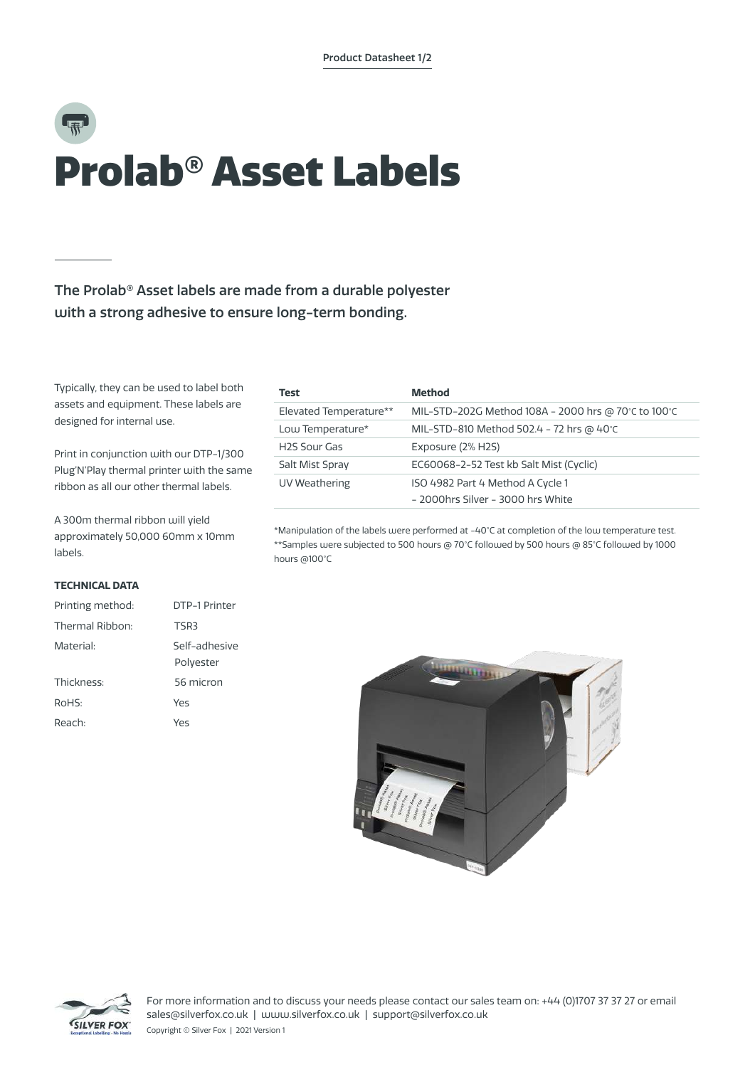# Prolab® Asset Labels

**The Prolab® Asset labels are made from a durable polyester with a strong adhesive to ensure long-term bonding.**

Typically, they can be used to label both assets and equipment. These labels are designed for internal use.

Print in conjunction with our DTP-1/300 Plug'N'Play thermal printer with the same ribbon as all our other thermal labels.

A 300m thermal ribbon will yield approximately 50,000 60mm x 10mm labels.

**TECHNICAL DATA**

| | |
|---|---|
| Printing method: | DTP-1 Printer |
| Thermal Ribbon: | TSR3 |
| Material: | Self-adhesive Polyester |
| Thickness: | 56 micron |
| RoHS: | Yes |
| Reach: | Yes |

| Test | Method |
|---|---|
| Elevated Temperature** | MIL-STD-202G Method 108A - 2000 hrs @ 70°C to 100°C |
| Low Temperature* | MIL-STD-810 Method 502.4 - 72 hrs @ 40°C |
| H2S Sour Gas | Exposure (2% H2S) |
| Salt Mist Spray | EC60068-2-52 Test kb Salt Mist (Cyclic) |
| UV Weathering | ISO 4982 Part 4 Method A Cycle 1 - 2000hrs Silver - 3000 hrs White |

*Manipulation of the labels were performed at -40°C at completion of the low temperature test.
**Samples were subjected to 500 hours @ 70°C followed by 500 hours @ 85°C followed by 1000 hours @100°C

For more information and to discuss your needs please contact our sales team on: +44 (0)1707 37 37 27 or email sales@silverfox.co.uk | www.silverfox.co.uk | support@silverfox.co.uk

Copyright © Silver Fox | 2021 Version 1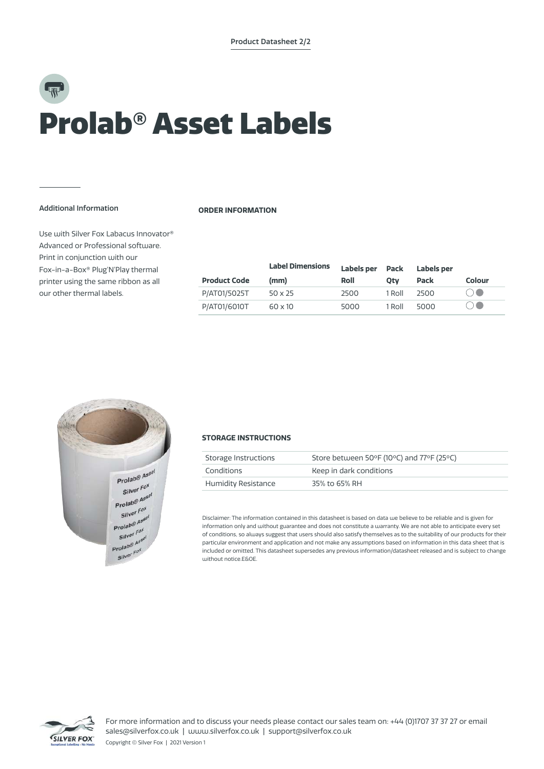# Prolab® Asset Labels

### Additional Information

Use with Silver Fox Labacus Innovator® Advanced or Professional software. Print in conjunction with our Fox-in-a-Box® Plug'N'Play thermal printer using the same ribbon as all our other thermal labels.

### ORDER INFORMATION

| Product Code | Label Dimensions (mm) | Labels per Roll | Pack Qty | Labels per Pack | Colour |
|---|---|---|---|---|---|
| P/AT01/5025T | 50 x 25 | 2500 | 1 Roll | 2500 | ○● |
| P/AT01/6010T | 60 x 10 | 5000 | 1 Roll | 5000 | ○● |

### STORAGE INSTRUCTIONS

| | |
|---|---|
| Storage Instructions | Store between 50ºF (10ºC) and 77ºF (25ºC) |
| Conditions | Keep in dark conditions |
| Humidity Resistance | 35% to 65% RH |

Disclaimer: The information contained in this datasheet is based on data we believe to be reliable and is given for information only and without guarantee and does not constitute a warranty. We are not able to anticipate every set of conditions, so always suggest that users should also satisfy themselves as to the suitability of our products for their particular environment and application and not make any assumptions based on information in this data sheet that is included or omitted. This datasheet supersedes any previous information/datasheet released and is subject to change without notice.E&OE.

For more information and to discuss your needs please contact our sales team on: +44 (0)1707 37 37 27 or email sales@silverfox.co.uk | www.silverfox.co.uk | support@silverfox.co.uk

Copyright © Silver Fox | 2021 Version 1